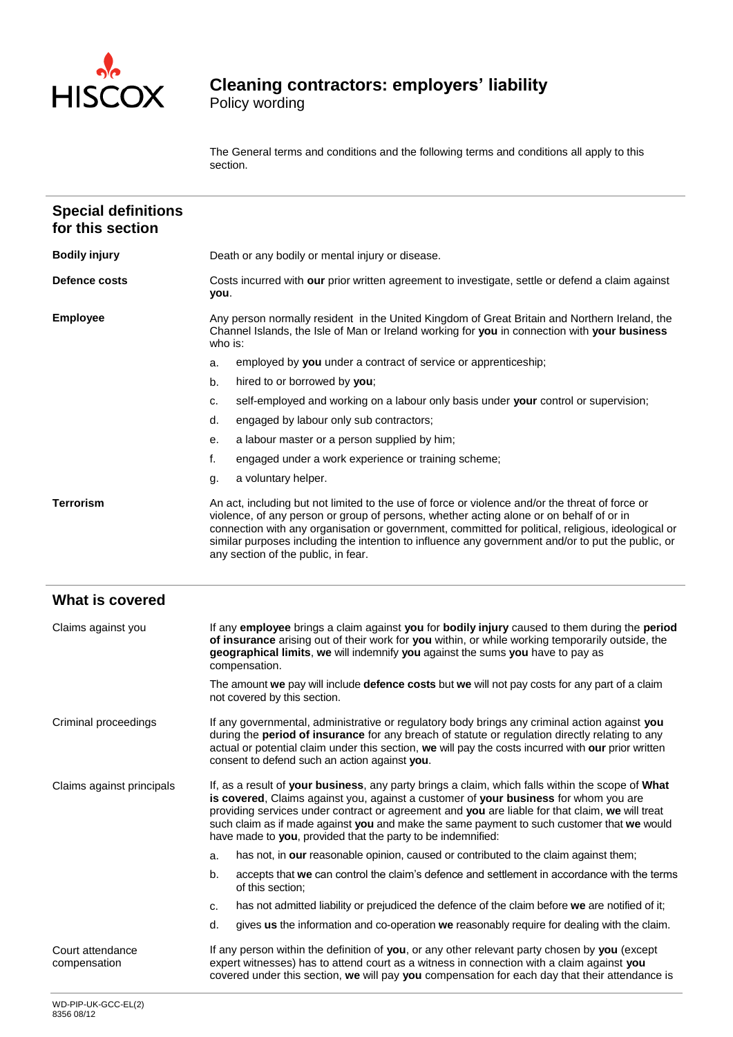# Cleaning contractors: employers' liability

Policy wording

The General terms and conditions and the following terms and conditions all apply to this section.

## Special definitions for this section

**Bodily injury**

Death or any bodily or mental injury or disease.

**Defence costs**

Costs incurred with **our** prior written agreement to investigate, settle or defend a claim against **you**.

**Employee**

Any person normally resident in the United Kingdom of Great Britain and Northern Ireland, the Channel Islands, the Isle of Man or Ireland working for **you** in connection with **your business** who is:

a. employed by **you** under a contract of service or apprenticeship;

b. hired to or borrowed by **you**;

c. self-employed and working on a labour only basis under **your** control or supervision;

d. engaged by labour only sub contractors;

e. a labour master or a person supplied by him;

f. engaged under a work experience or training scheme;

g. a voluntary helper.

**Terrorism**

An act, including but not limited to the use of force or violence and/or the threat of force or violence, of any person or group of persons, whether acting alone or on behalf of or in connection with any organisation or government, committed for political, religious, ideological or similar purposes including the intention to influence any government and/or to put the public, or any section of the public, in fear.

## What is covered

**Claims against you**

If any **employee** brings a claim against **you** for **bodily injury** caused to them during the **period of insurance** arising out of their work for **you** within, or while working temporarily outside, the **geographical limits**, **we** will indemnify **you** against the sums **you** have to pay as compensation.

The amount **we** pay will include **defence costs** but **we** will not pay costs for any part of a claim not covered by this section.

**Criminal proceedings**

If any governmental, administrative or regulatory body brings any criminal action against **you** during the **period of insurance** for any breach of statute or regulation directly relating to any actual or potential claim under this section, **we** will pay the costs incurred with **our** prior written consent to defend such an action against **you**.

**Claims against principals**

If, as a result of **your business**, any party brings a claim, which falls within the scope of **What is covered**, Claims against you, against a customer of **your business** for whom you are providing services under contract or agreement and **you** are liable for that claim, **we** will treat such claim as if made against **you** and make the same payment to such customer that **we** would have made to **you**, provided that the party to be indemnified:

a. has not, in **our** reasonable opinion, caused or contributed to the claim against them;

b. accepts that **we** can control the claim's defence and settlement in accordance with the terms of this section;

c. has not admitted liability or prejudiced the defence of the claim before **we** are notified of it;

d. gives **us** the information and co-operation **we** reasonably require for dealing with the claim.

**Court attendance compensation**

If any person within the definition of **you**, or any other relevant party chosen by **you** (except expert witnesses) has to attend court as a witness in connection with a claim against **you** covered under this section, **we** will pay **you** compensation for each day that their attendance is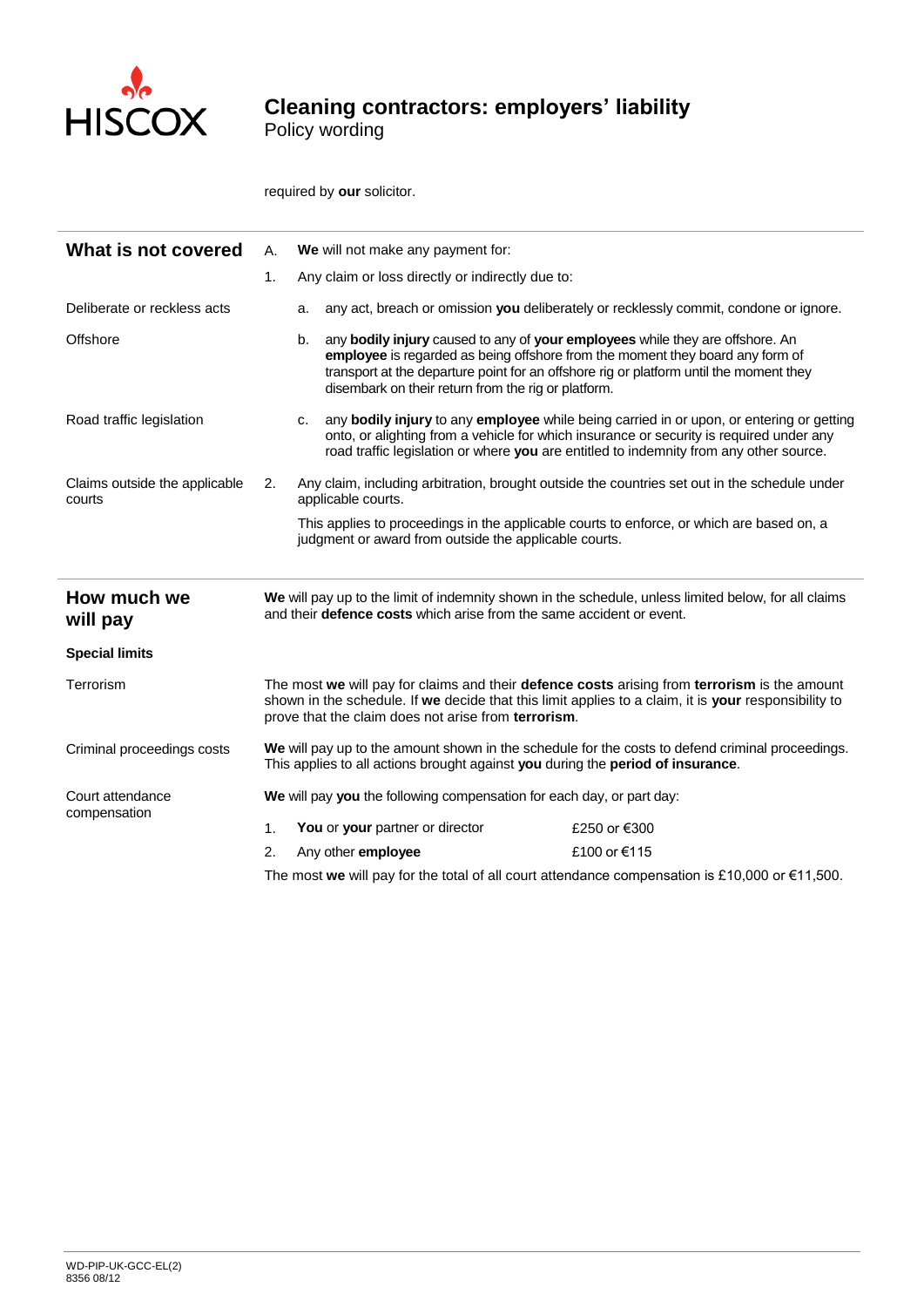required by **our** solicitor.

## What is not covered

A. **We** will not make any payment for:

1. Any claim or loss directly or indirectly due to:

**Deliberate or reckless acts**

a. any act, breach or omission **you** deliberately or recklessly commit, condone or ignore.

**Offshore**

b. any **bodily injury** caused to any of **your employees** while they are offshore. An **employee** is regarded as being offshore from the moment they board any form of transport at the departure point for an offshore rig or platform until the moment they disembark on their return from the rig or platform.

**Road traffic legislation**

c. any **bodily injury** to any **employee** while being carried in or upon, or entering or getting onto, or alighting from a vehicle for which insurance or security is required under any road traffic legislation or where **you** are entitled to indemnity from any other source.

**Claims outside the applicable courts**

2. Any claim, including arbitration, brought outside the countries set out in the schedule under applicable courts.

This applies to proceedings in the applicable courts to enforce, or which are based on, a judgment or award from outside the applicable courts.

## How much we will pay

**We** will pay up to the limit of indemnity shown in the schedule, unless limited below, for all claims and their **defence costs** which arise from the same accident or event.

### Special limits

**Terrorism**

The most **we** will pay for claims and their **defence costs** arising from **terrorism** is the amount shown in the schedule. If **we** decide that this limit applies to a claim, it is **your** responsibility to prove that the claim does not arise from **terrorism**.

**Criminal proceedings costs**

**We** will pay up to the amount shown in the schedule for the costs to defend criminal proceedings. This applies to all actions brought against **you** during the **period of insurance**.

**Court attendance compensation**

**We** will pay **you** the following compensation for each day, or part day:

| | | |
|---|---|---|
| 1. | **You** or **your** partner or director | £250 or €300 |
| 2. | Any other **employee** | £100 or €115 |

The most **we** will pay for the total of all court attendance compensation is £10,000 or €11,500.

WD-PIP-UK-GCC-EL(2)
8356 08/12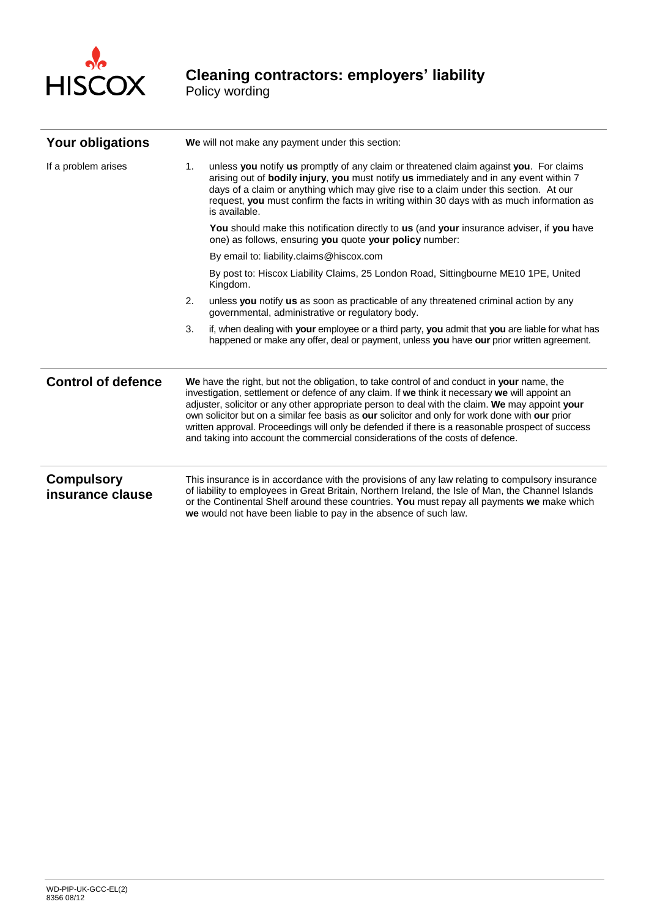# Cleaning contractors: employers' liability

Policy wording

## Your obligations

**We** will not make any payment under this section:

### If a problem arises

1. unless **you** notify **us** promptly of any claim or threatened claim against **you**. For claims arising out of **bodily injury**, **you** must notify **us** immediately and in any event within 7 days of a claim or anything which may give rise to a claim under this section. At our request, **you** must confirm the facts in writing within 30 days with as much information as is available.

   **You** should make this notification directly to **us** (and **your** insurance adviser, if **you** have one) as follows, ensuring **you** quote **your policy** number:

   By email to: liability.claims@hiscox.com

   By post to: Hiscox Liability Claims, 25 London Road, Sittingbourne ME10 1PE, United Kingdom.

2. unless **you** notify **us** as soon as practicable of any threatened criminal action by any governmental, administrative or regulatory body.

3. if, when dealing with **your** employee or a third party, **you** admit that **you** are liable for what has happened or make any offer, deal or payment, unless **you** have **our** prior written agreement.

## Control of defence

**We** have the right, but not the obligation, to take control of and conduct in **your** name, the investigation, settlement or defence of any claim. If **we** think it necessary **we** will appoint an adjuster, solicitor or any other appropriate person to deal with the claim. **We** may appoint **your** own solicitor but on a similar fee basis as **our** solicitor and only for work done with **our** prior written approval. Proceedings will only be defended if there is a reasonable prospect of success and taking into account the commercial considerations of the costs of defence.

## Compulsory insurance clause

This insurance is in accordance with the provisions of any law relating to compulsory insurance of liability to employees in Great Britain, Northern Ireland, the Isle of Man, the Channel Islands or the Continental Shelf around these countries. **You** must repay all payments **we** make which **we** would not have been liable to pay in the absence of such law.

WD-PIP-UK-GCC-EL(2)
8356 08/12